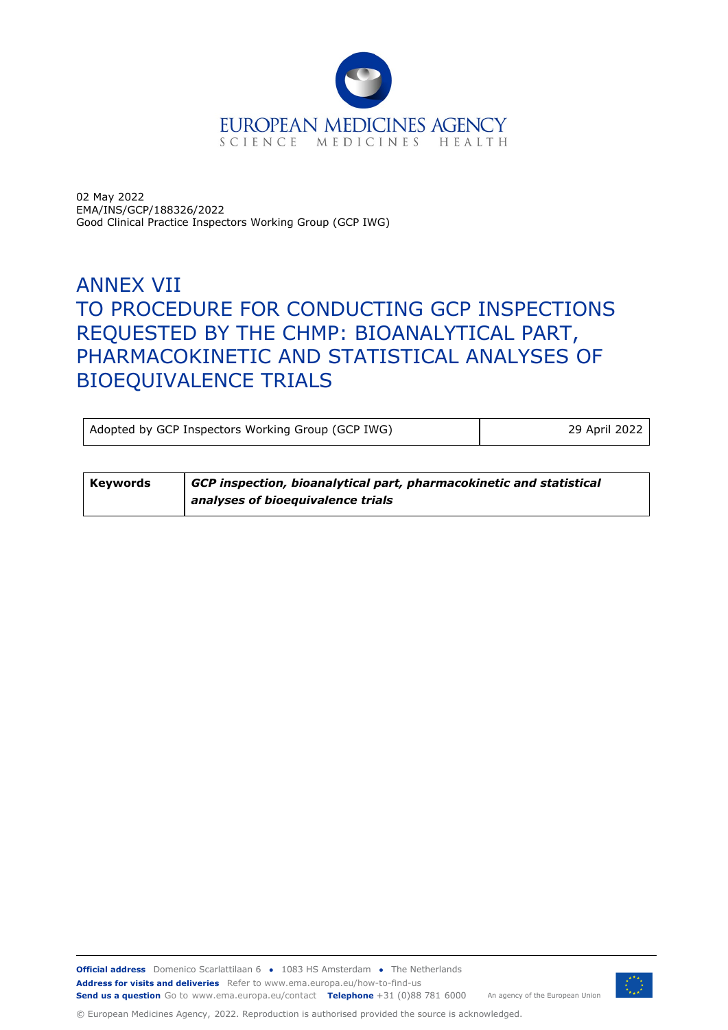EUROPEAN MEDICINES AGENCY
SCIENCE MEDICINES HEALTH

02 May 2022
EMA/INS/GCP/188326/2022
Good Clinical Practice Inspectors Working Group (GCP IWG)

# ANNEX VII TO PROCEDURE FOR CONDUCTING GCP INSPECTIONS REQUESTED BY THE CHMP: BIOANALYTICAL PART, PHARMACOKINETIC AND STATISTICAL ANALYSES OF BIOEQUIVALENCE TRIALS

| Adopted by GCP Inspectors Working Group (GCP IWG) | 29 April 2022 |
|---|---|

| **Keywords** | ***GCP inspection, bioanalytical part, pharmacokinetic and statistical analyses of bioequivalence trials*** |
|---|---|

**Official address** Domenico Scarlattilaan 6 • 1083 HS Amsterdam • The Netherlands
**Address for visits and deliveries** Refer to www.ema.europa.eu/how-to-find-us
**Send us a question** Go to www.ema.europa.eu/contact **Telephone** +31 (0)88 781 6000 An agency of the European Union

© European Medicines Agency, 2022. Reproduction is authorised provided the source is acknowledged.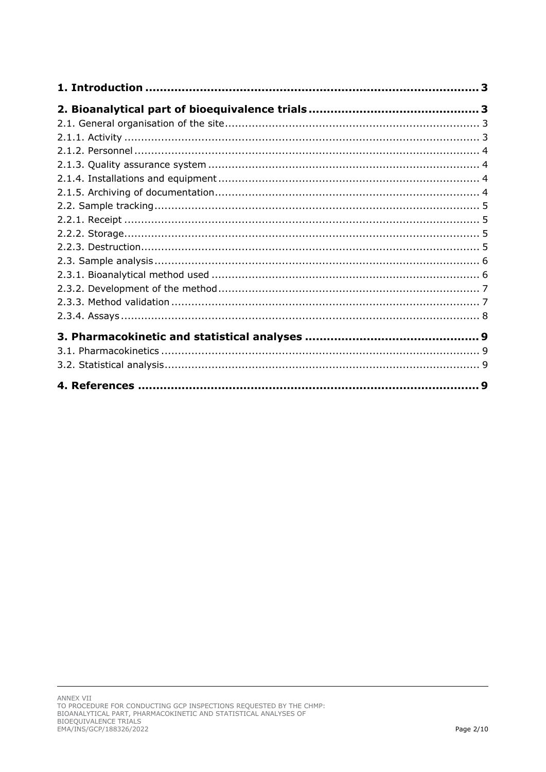**1. Introduction** .......................................................................................... 3

**2. Bioanalytical part of bioequivalence trials** ............................................. 3

2.1. General organisation of the site ........................................................................... 3

2.1.1. Activity ......................................................................................................... 3

2.1.2. Personnel ...................................................................................................... 4

2.1.3. Quality assurance system ................................................................................ 4

2.1.4. Installations and equipment ............................................................................. 4

2.1.5. Archiving of documentation .............................................................................. 4

2.2. Sample tracking ................................................................................................. 5

2.2.1. Receipt .......................................................................................................... 5

2.2.2. Storage .......................................................................................................... 5

2.2.3. Destruction .................................................................................................... 5

2.3. Sample analysis ................................................................................................. 6

2.3.1. Bioanalytical method used ............................................................................... 6

2.3.2. Development of the method ............................................................................. 7

2.3.3. Method validation ............................................................................................ 7

2.3.4. Assays ........................................................................................................... 8

**3. Pharmacokinetic and statistical analyses** .............................................. 9

3.1. Pharmacokinetics .............................................................................................. 9

3.2. Statistical analysis ............................................................................................. 9

**4. References** ............................................................................................ 9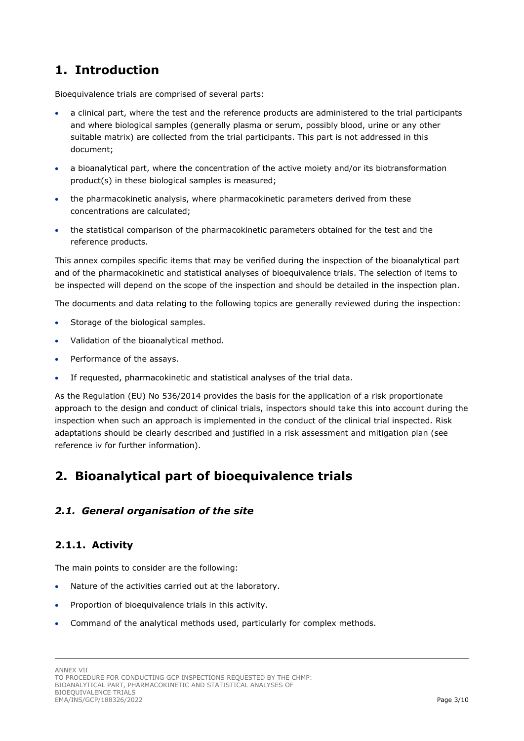# 1. Introduction

Bioequivalence trials are comprised of several parts:

- a clinical part, where the test and the reference products are administered to the trial participants and where biological samples (generally plasma or serum, possibly blood, urine or any other suitable matrix) are collected from the trial participants. This part is not addressed in this document;
- a bioanalytical part, where the concentration of the active moiety and/or its biotransformation product(s) in these biological samples is measured;
- the pharmacokinetic analysis, where pharmacokinetic parameters derived from these concentrations are calculated;
- the statistical comparison of the pharmacokinetic parameters obtained for the test and the reference products.

This annex compiles specific items that may be verified during the inspection of the bioanalytical part and of the pharmacokinetic and statistical analyses of bioequivalence trials. The selection of items to be inspected will depend on the scope of the inspection and should be detailed in the inspection plan.

The documents and data relating to the following topics are generally reviewed during the inspection:

- Storage of the biological samples.
- Validation of the bioanalytical method.
- Performance of the assays.
- If requested, pharmacokinetic and statistical analyses of the trial data.

As the Regulation (EU) No 536/2014 provides the basis for the application of a risk proportionate approach to the design and conduct of clinical trials, inspectors should take this into account during the inspection when such an approach is implemented in the conduct of the clinical trial inspected. Risk adaptations should be clearly described and justified in a risk assessment and mitigation plan (see reference iv for further information).

# 2. Bioanalytical part of bioequivalence trials

## *2.1. General organisation of the site*

### 2.1.1. Activity

The main points to consider are the following:

- Nature of the activities carried out at the laboratory.
- Proportion of bioequivalence trials in this activity.
- Command of the analytical methods used, particularly for complex methods.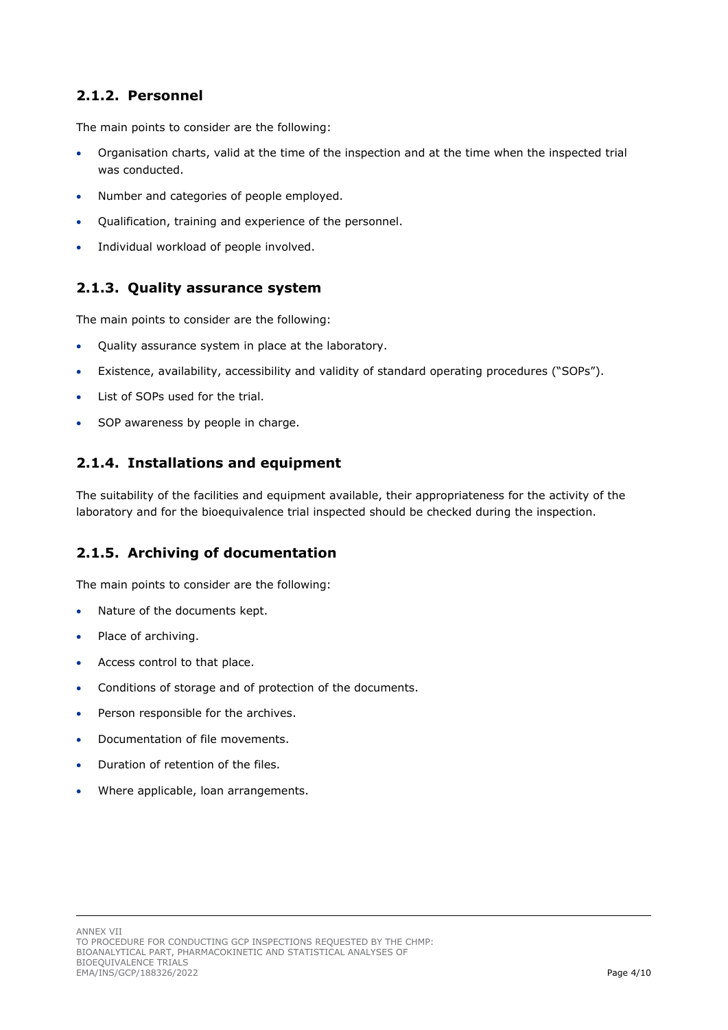### 2.1.2. Personnel

The main points to consider are the following:

- Organisation charts, valid at the time of the inspection and at the time when the inspected trial was conducted.
- Number and categories of people employed.
- Qualification, training and experience of the personnel.
- Individual workload of people involved.

### 2.1.3. Quality assurance system

The main points to consider are the following:

- Quality assurance system in place at the laboratory.
- Existence, availability, accessibility and validity of standard operating procedures ("SOPs").
- List of SOPs used for the trial.
- SOP awareness by people in charge.

### 2.1.4. Installations and equipment

The suitability of the facilities and equipment available, their appropriateness for the activity of the laboratory and for the bioequivalence trial inspected should be checked during the inspection.

### 2.1.5. Archiving of documentation

The main points to consider are the following:

- Nature of the documents kept.
- Place of archiving.
- Access control to that place.
- Conditions of storage and of protection of the documents.
- Person responsible for the archives.
- Documentation of file movements.
- Duration of retention of the files.
- Where applicable, loan arrangements.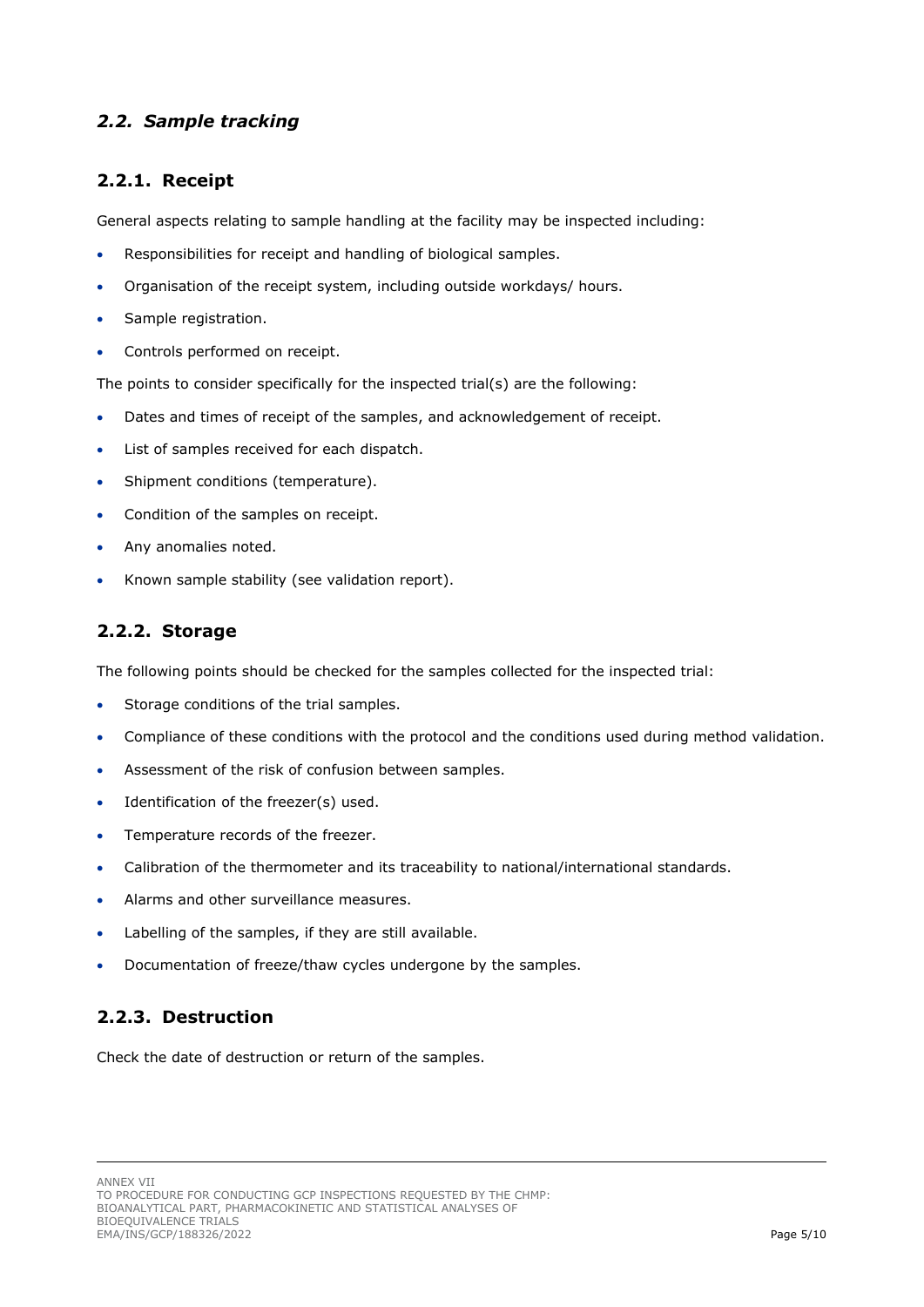## *2.2. Sample tracking*

### 2.2.1. Receipt

General aspects relating to sample handling at the facility may be inspected including:

- Responsibilities for receipt and handling of biological samples.
- Organisation of the receipt system, including outside workdays/ hours.
- Sample registration.
- Controls performed on receipt.

The points to consider specifically for the inspected trial(s) are the following:

- Dates and times of receipt of the samples, and acknowledgement of receipt.
- List of samples received for each dispatch.
- Shipment conditions (temperature).
- Condition of the samples on receipt.
- Any anomalies noted.
- Known sample stability (see validation report).

### 2.2.2. Storage

The following points should be checked for the samples collected for the inspected trial:

- Storage conditions of the trial samples.
- Compliance of these conditions with the protocol and the conditions used during method validation.
- Assessment of the risk of confusion between samples.
- Identification of the freezer(s) used.
- Temperature records of the freezer.
- Calibration of the thermometer and its traceability to national/international standards.
- Alarms and other surveillance measures.
- Labelling of the samples, if they are still available.
- Documentation of freeze/thaw cycles undergone by the samples.

### 2.2.3. Destruction

Check the date of destruction or return of the samples.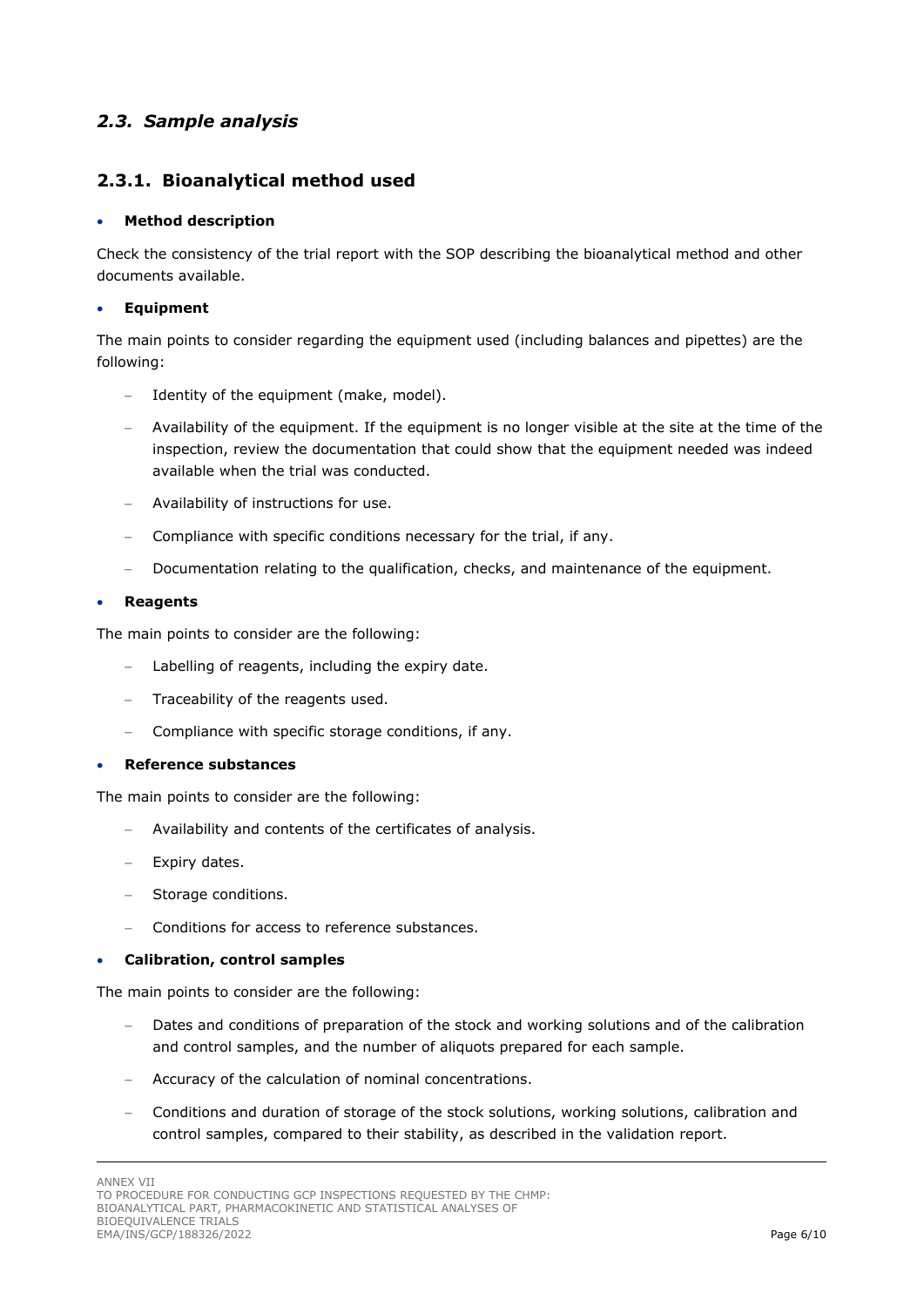## *2.3. Sample analysis*

### 2.3.1. Bioanalytical method used

- **Method description**

Check the consistency of the trial report with the SOP describing the bioanalytical method and other documents available.

- **Equipment**

The main points to consider regarding the equipment used (including balances and pipettes) are the following:

  - Identity of the equipment (make, model).
  - Availability of the equipment. If the equipment is no longer visible at the site at the time of the inspection, review the documentation that could show that the equipment needed was indeed available when the trial was conducted.
  - Availability of instructions for use.
  - Compliance with specific conditions necessary for the trial, if any.
  - Documentation relating to the qualification, checks, and maintenance of the equipment.

- **Reagents**

The main points to consider are the following:

  - Labelling of reagents, including the expiry date.
  - Traceability of the reagents used.
  - Compliance with specific storage conditions, if any.

- **Reference substances**

The main points to consider are the following:

  - Availability and contents of the certificates of analysis.
  - Expiry dates.
  - Storage conditions.
  - Conditions for access to reference substances.

- **Calibration, control samples**

The main points to consider are the following:

  - Dates and conditions of preparation of the stock and working solutions and of the calibration and control samples, and the number of aliquots prepared for each sample.
  - Accuracy of the calculation of nominal concentrations.
  - Conditions and duration of storage of the stock solutions, working solutions, calibration and control samples, compared to their stability, as described in the validation report.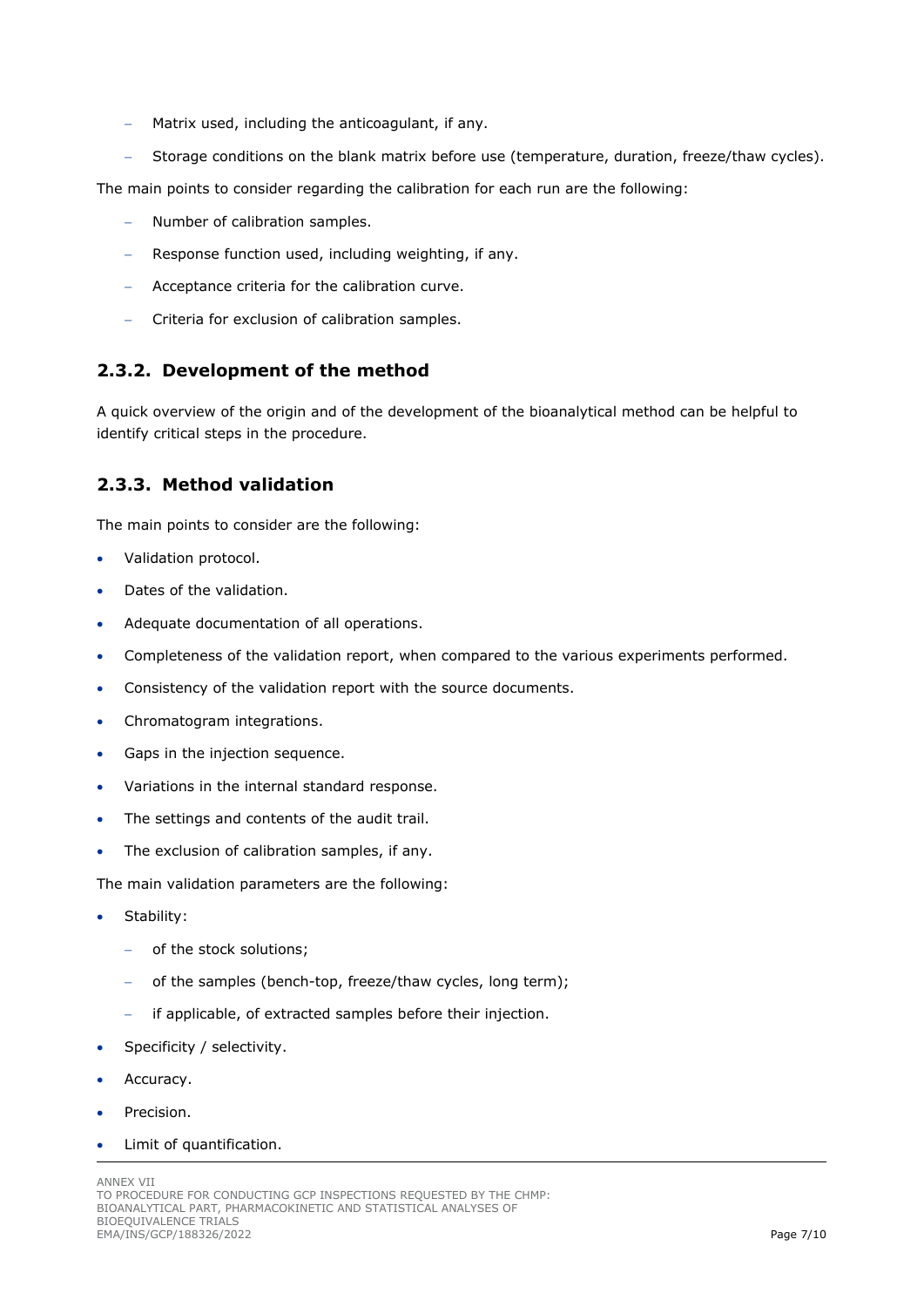- Matrix used, including the anticoagulant, if any.
- Storage conditions on the blank matrix before use (temperature, duration, freeze/thaw cycles).

The main points to consider regarding the calibration for each run are the following:

- Number of calibration samples.
- Response function used, including weighting, if any.
- Acceptance criteria for the calibration curve.
- Criteria for exclusion of calibration samples.

### 2.3.2. Development of the method

A quick overview of the origin and of the development of the bioanalytical method can be helpful to identify critical steps in the procedure.

### 2.3.3. Method validation

The main points to consider are the following:

- Validation protocol.
- Dates of the validation.
- Adequate documentation of all operations.
- Completeness of the validation report, when compared to the various experiments performed.
- Consistency of the validation report with the source documents.
- Chromatogram integrations.
- Gaps in the injection sequence.
- Variations in the internal standard response.
- The settings and contents of the audit trail.
- The exclusion of calibration samples, if any.

The main validation parameters are the following:

- Stability:
  - of the stock solutions;
  - of the samples (bench-top, freeze/thaw cycles, long term);
  - if applicable, of extracted samples before their injection.
- Specificity / selectivity.
- Accuracy.
- Precision.
- Limit of quantification.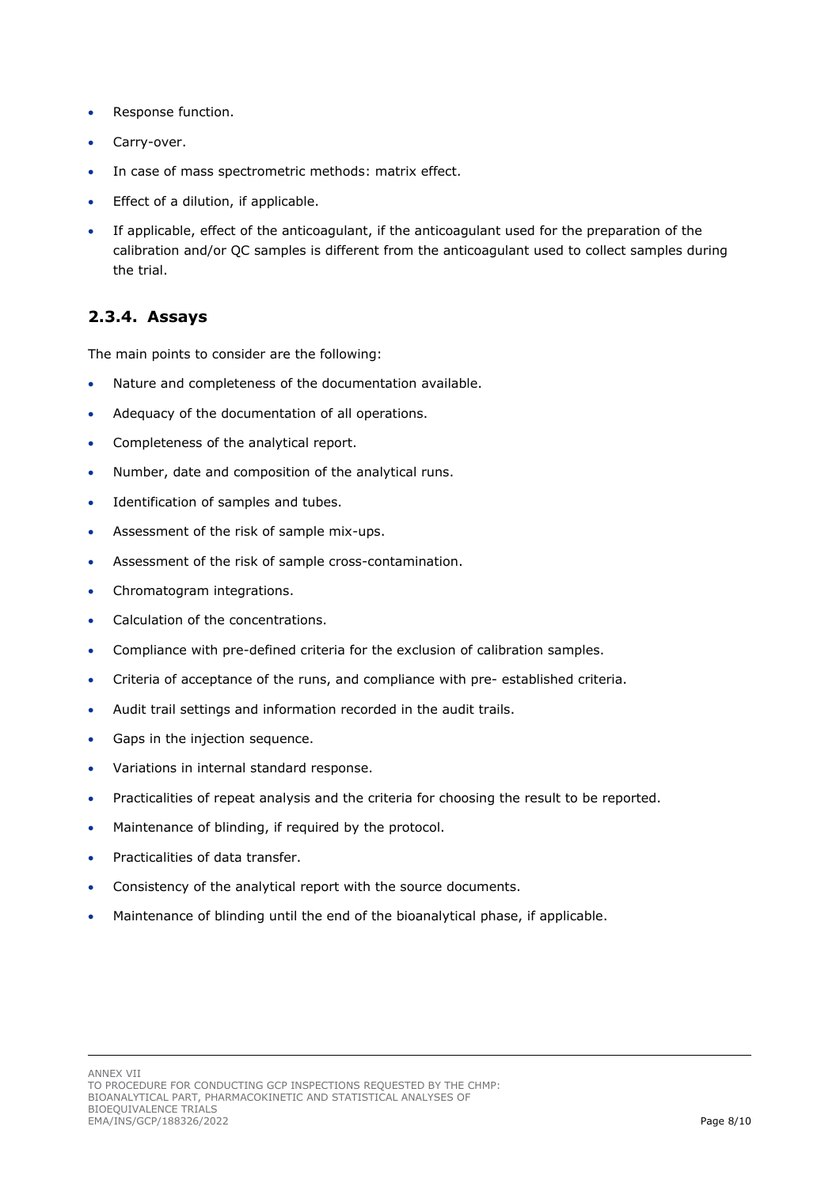- Response function.
- Carry-over.
- In case of mass spectrometric methods: matrix effect.
- Effect of a dilution, if applicable.
- If applicable, effect of the anticoagulant, if the anticoagulant used for the preparation of the calibration and/or QC samples is different from the anticoagulant used to collect samples during the trial.

### 2.3.4. Assays

The main points to consider are the following:

- Nature and completeness of the documentation available.
- Adequacy of the documentation of all operations.
- Completeness of the analytical report.
- Number, date and composition of the analytical runs.
- Identification of samples and tubes.
- Assessment of the risk of sample mix-ups.
- Assessment of the risk of sample cross-contamination.
- Chromatogram integrations.
- Calculation of the concentrations.
- Compliance with pre-defined criteria for the exclusion of calibration samples.
- Criteria of acceptance of the runs, and compliance with pre- established criteria.
- Audit trail settings and information recorded in the audit trails.
- Gaps in the injection sequence.
- Variations in internal standard response.
- Practicalities of repeat analysis and the criteria for choosing the result to be reported.
- Maintenance of blinding, if required by the protocol.
- Practicalities of data transfer.
- Consistency of the analytical report with the source documents.
- Maintenance of blinding until the end of the bioanalytical phase, if applicable.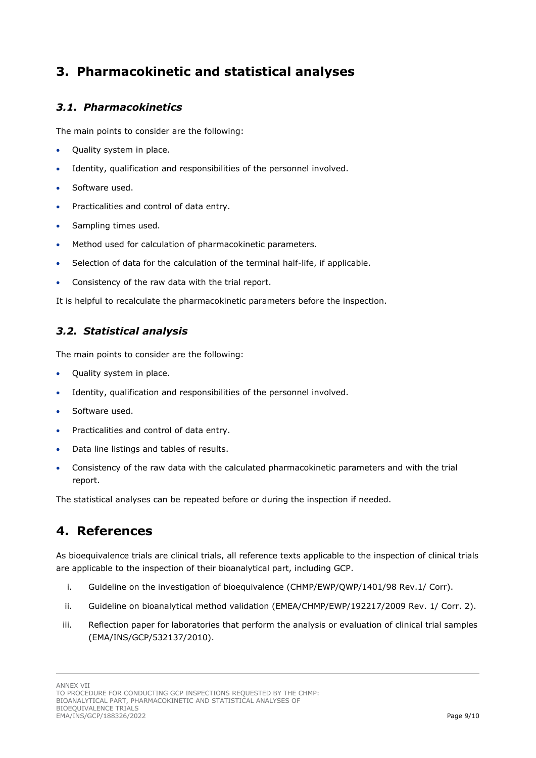# 3. Pharmacokinetic and statistical analyses

## *3.1. Pharmacokinetics*

The main points to consider are the following:

- Quality system in place.
- Identity, qualification and responsibilities of the personnel involved.
- Software used.
- Practicalities and control of data entry.
- Sampling times used.
- Method used for calculation of pharmacokinetic parameters.
- Selection of data for the calculation of the terminal half-life, if applicable.
- Consistency of the raw data with the trial report.

It is helpful to recalculate the pharmacokinetic parameters before the inspection.

## *3.2. Statistical analysis*

The main points to consider are the following:

- Quality system in place.
- Identity, qualification and responsibilities of the personnel involved.
- Software used.
- Practicalities and control of data entry.
- Data line listings and tables of results.
- Consistency of the raw data with the calculated pharmacokinetic parameters and with the trial report.

The statistical analyses can be repeated before or during the inspection if needed.

# 4. References

As bioequivalence trials are clinical trials, all reference texts applicable to the inspection of clinical trials are applicable to the inspection of their bioanalytical part, including GCP.

i. Guideline on the investigation of bioequivalence (CHMP/EWP/QWP/1401/98 Rev.1/ Corr).

ii. Guideline on bioanalytical method validation (EMEA/CHMP/EWP/192217/2009 Rev. 1/ Corr. 2).

iii. Reflection paper for laboratories that perform the analysis or evaluation of clinical trial samples (EMA/INS/GCP/532137/2010).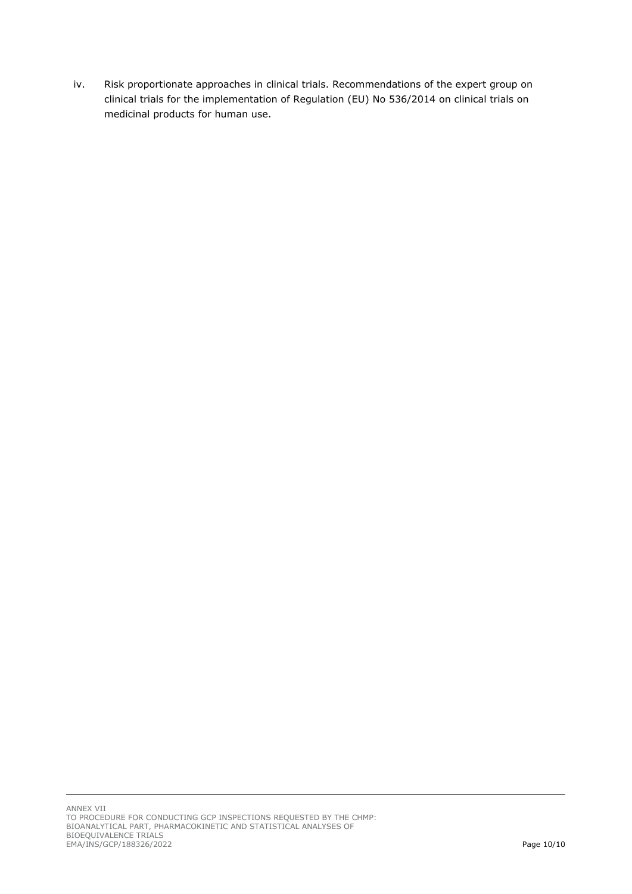iv. Risk proportionate approaches in clinical trials. Recommendations of the expert group on clinical trials for the implementation of Regulation (EU) No 536/2014 on clinical trials on medicinal products for human use.